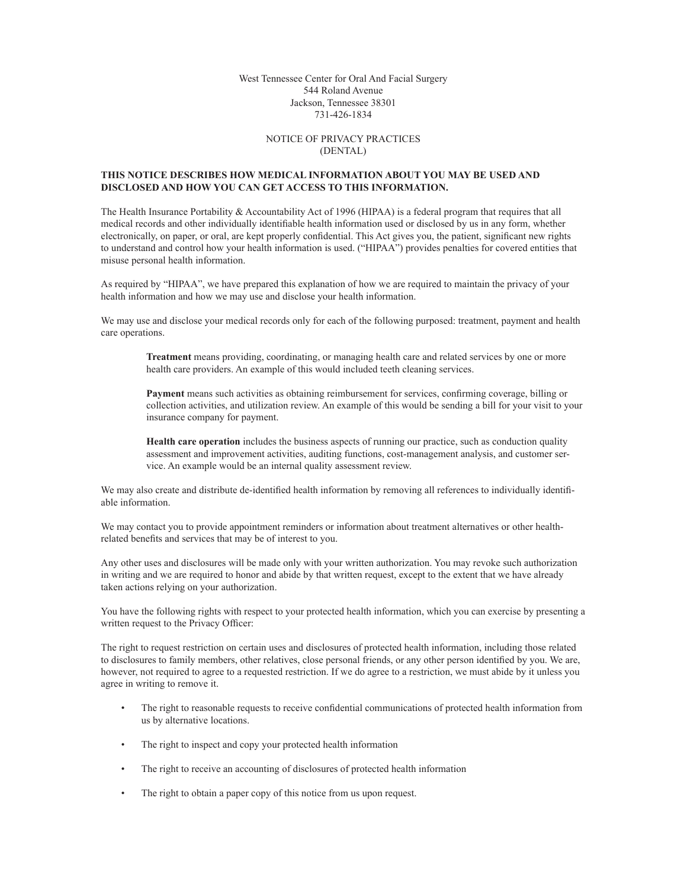West Tennessee Center for Oral And Facial Surgery
544 Roland Avenue
Jackson, Tennessee 38301
731-426-1834

NOTICE OF PRIVACY PRACTICES
(DENTAL)

**THIS NOTICE DESCRIBES HOW MEDICAL INFORMATION ABOUT YOU MAY BE USED AND DISCLOSED AND HOW YOU CAN GET ACCESS TO THIS INFORMATION.**

The Health Insurance Portability & Accountability Act of 1996 (HIPAA) is a federal program that requires that all medical records and other individually identifiable health information used or disclosed by us in any form, whether electronically, on paper, or oral, are kept properly confidential. This Act gives you, the patient, significant new rights to understand and control how your health information is used. ("HIPAA") provides penalties for covered entities that misuse personal health information.

As required by "HIPAA", we have prepared this explanation of how we are required to maintain the privacy of your health information and how we may use and disclose your health information.

We may use and disclose your medical records only for each of the following purposed: treatment, payment and health care operations.

> **Treatment** means providing, coordinating, or managing health care and related services by one or more health care providers. An example of this would included teeth cleaning services.
>
> **Payment** means such activities as obtaining reimbursement for services, confirming coverage, billing or collection activities, and utilization review. An example of this would be sending a bill for your visit to your insurance company for payment.
>
> **Health care operation** includes the business aspects of running our practice, such as conduction quality assessment and improvement activities, auditing functions, cost-management analysis, and customer service. An example would be an internal quality assessment review.

We may also create and distribute de-identified health information by removing all references to individually identifiable information.

We may contact you to provide appointment reminders or information about treatment alternatives or other health-related benefits and services that may be of interest to you.

Any other uses and disclosures will be made only with your written authorization. You may revoke such authorization in writing and we are required to honor and abide by that written request, except to the extent that we have already taken actions relying on your authorization.

You have the following rights with respect to your protected health information, which you can exercise by presenting a written request to the Privacy Officer:

The right to request restriction on certain uses and disclosures of protected health information, including those related to disclosures to family members, other relatives, close personal friends, or any other person identified by you. We are, however, not required to agree to a requested restriction. If we do agree to a restriction, we must abide by it unless you agree in writing to remove it.

- The right to reasonable requests to receive confidential communications of protected health information from us by alternative locations.
- The right to inspect and copy your protected health information
- The right to receive an accounting of disclosures of protected health information
- The right to obtain a paper copy of this notice from us upon request.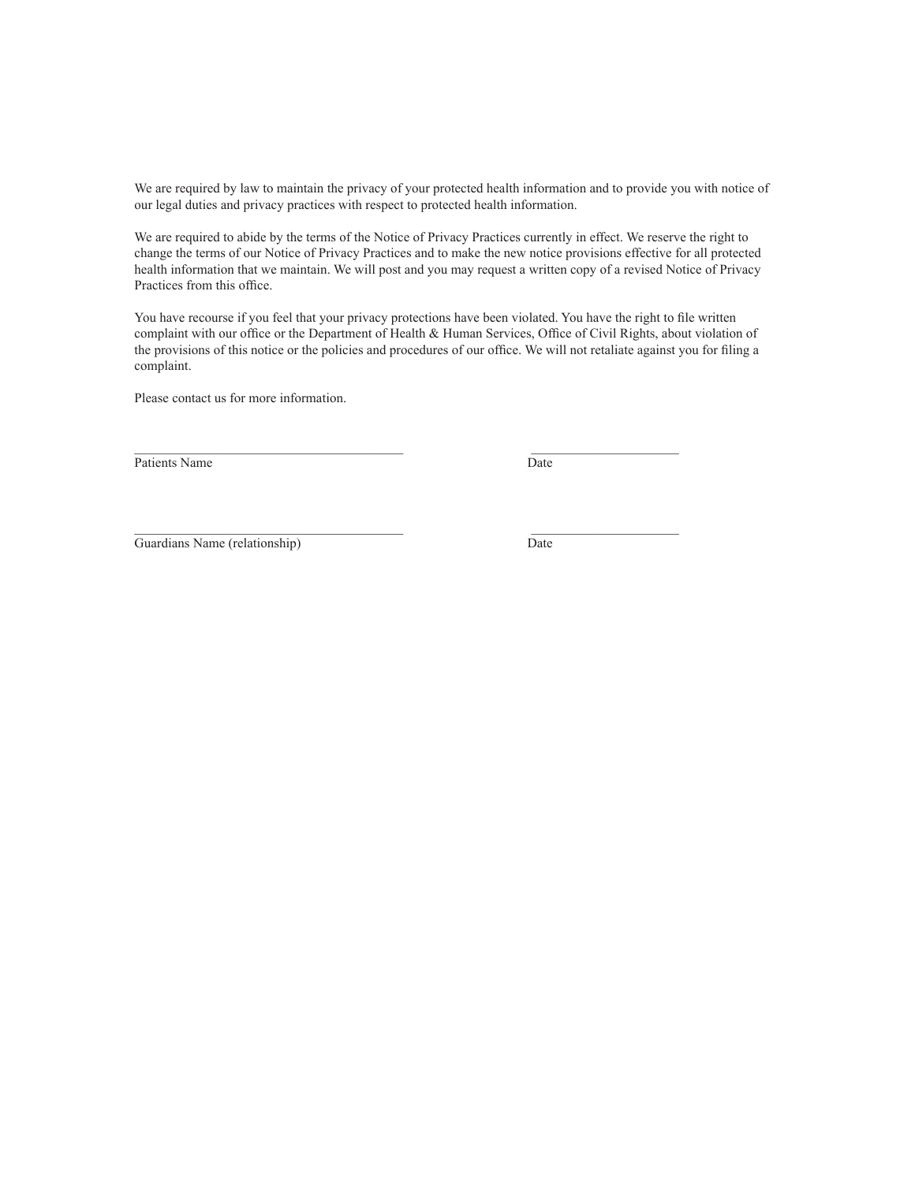We are required by law to maintain the privacy of your protected health information and to provide you with notice of our legal duties and privacy practices with respect to protected health information.

We are required to abide by the terms of the Notice of Privacy Practices currently in effect. We reserve the right to change the terms of our Notice of Privacy Practices and to make the new notice provisions effective for all protected health information that we maintain. We will post and you may request a written copy of a revised Notice of Privacy Practices from this office.

You have recourse if you feel that your privacy protections have been violated. You have the right to file written complaint with our office or the Department of Health & Human Services, Office of Civil Rights, about violation of the provisions of this notice or the policies and procedures of our office. We will not retaliate against you for filing a complaint.

Please contact us for more information.

| | |
|---|---|
| \_\_\_\_\_\_\_\_\_\_\_\_\_\_\_\_\_\_\_\_\_\_\_\_\_\_\_\_\_\_\_\_\_\_\_\_\_\_\_\_ | \_\_\_\_\_\_\_\_\_\_\_\_\_\_\_\_\_\_\_\_\_\_ |
| Patients Name | Date |
| \_\_\_\_\_\_\_\_\_\_\_\_\_\_\_\_\_\_\_\_\_\_\_\_\_\_\_\_\_\_\_\_\_\_\_\_\_\_\_\_ | \_\_\_\_\_\_\_\_\_\_\_\_\_\_\_\_\_\_\_\_\_\_ |
| Guardians Name (relationship) | Date |